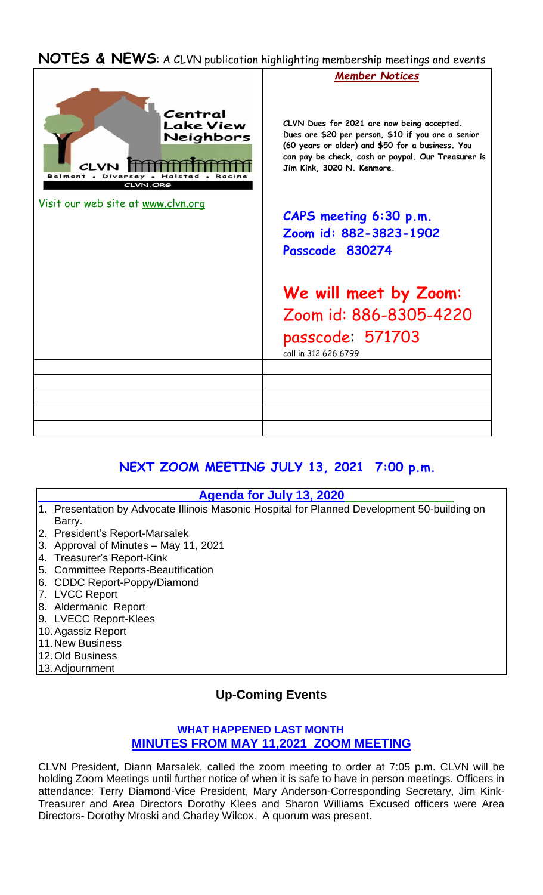## NOTES & NEWS: A CLVN publication highlighting membership meetings and events

Central Lake View Neighbors

CLVN

Belmont • Diversey • Halsted • Racine

CLVN.ORG

Visit our web site at www.clvn.org

*Member Notices*

**CLVN Dues for 2021 are now being accepted. Dues are $20 per person, $10 if you are a senior (60 years or older) and $50 for a business. You can pay be check, cash or paypal. Our Treasurer is Jim Kink, 3020 N. Kenmore.**

**CAPS meeting 6:30 p.m.**
**Zoom id: 882-3823-1902**
**Passcode 830274**

**We will meet by Zoom:**
Zoom id: 886-8305-4220
passcode: 571703
call in 312 626 6799

## NEXT ZOOM MEETING JULY 13, 2021 7:00 p.m.

**Agenda for July 13, 2020**

1. Presentation by Advocate Illinois Masonic Hospital for Planned Development 50-building on Barry.
2. President's Report-Marsalek
3. Approval of Minutes – May 11, 2021
4. Treasurer's Report-Kink
5. Committee Reports-Beautification
6. CDDC Report-Poppy/Diamond
7. LVCC Report
8. Aldermanic Report
9. LVECC Report-Klees
10. Agassiz Report
11. New Business
12. Old Business
13. Adjournment

### Up-Coming Events

**WHAT HAPPENED LAST MONTH**

### MINUTES FROM MAY 11,2021 ZOOM MEETING

CLVN President, Diann Marsalek, called the zoom meeting to order at 7:05 p.m. CLVN will be holding Zoom Meetings until further notice of when it is safe to have in person meetings. Officers in attendance: Terry Diamond-Vice President, Mary Anderson-Corresponding Secretary, Jim Kink-Treasurer and Area Directors Dorothy Klees and Sharon Williams Excused officers were Area Directors- Dorothy Mroski and Charley Wilcox. A quorum was present.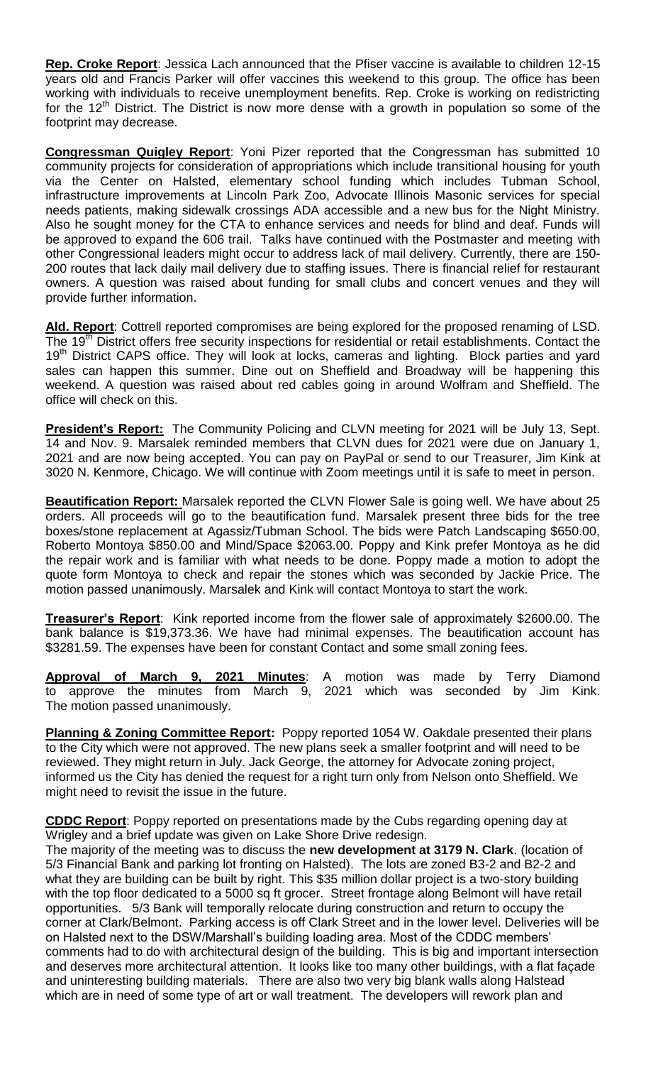**Rep. Croke Report**: Jessica Lach announced that the Pfiser vaccine is available to children 12-15 years old and Francis Parker will offer vaccines this weekend to this group. The office has been working with individuals to receive unemployment benefits. Rep. Croke is working on redistricting for the 12th District. The District is now more dense with a growth in population so some of the footprint may decrease.

**Congressman Quigley Report**: Yoni Pizer reported that the Congressman has submitted 10 community projects for consideration of appropriations which include transitional housing for youth via the Center on Halsted, elementary school funding which includes Tubman School, infrastructure improvements at Lincoln Park Zoo, Advocate Illinois Masonic services for special needs patients, making sidewalk crossings ADA accessible and a new bus for the Night Ministry. Also he sought money for the CTA to enhance services and needs for blind and deaf. Funds will be approved to expand the 606 trail. Talks have continued with the Postmaster and meeting with other Congressional leaders might occur to address lack of mail delivery. Currently, there are 150-200 routes that lack daily mail delivery due to staffing issues. There is financial relief for restaurant owners. A question was raised about funding for small clubs and concert venues and they will provide further information.

**Ald. Report**: Cottrell reported compromises are being explored for the proposed renaming of LSD. The 19th District offers free security inspections for residential or retail establishments. Contact the 19th District CAPS office. They will look at locks, cameras and lighting. Block parties and yard sales can happen this summer. Dine out on Sheffield and Broadway will be happening this weekend. A question was raised about red cables going in around Wolfram and Sheffield. The office will check on this.

**President's Report:** The Community Policing and CLVN meeting for 2021 will be July 13, Sept. 14 and Nov. 9. Marsalek reminded members that CLVN dues for 2021 were due on January 1, 2021 and are now being accepted. You can pay on PayPal or send to our Treasurer, Jim Kink at 3020 N. Kenmore, Chicago. We will continue with Zoom meetings until it is safe to meet in person.

**Beautification Report:** Marsalek reported the CLVN Flower Sale is going well. We have about 25 orders. All proceeds will go to the beautification fund. Marsalek present three bids for the tree boxes/stone replacement at Agassiz/Tubman School. The bids were Patch Landscaping $650.00, Roberto Montoya $850.00 and Mind/Space $2063.00. Poppy and Kink prefer Montoya as he did the repair work and is familiar with what needs to be done. Poppy made a motion to adopt the quote form Montoya to check and repair the stones which was seconded by Jackie Price. The motion passed unanimously. Marsalek and Kink will contact Montoya to start the work.

**Treasurer's Report**: Kink reported income from the flower sale of approximately $2600.00. The bank balance is $19,373.36. We have had minimal expenses. The beautification account has $3281.59. The expenses have been for constant Contact and some small zoning fees.

**Approval of March 9, 2021 Minutes**: A motion was made by Terry Diamond to approve the minutes from March 9, 2021 which was seconded by Jim Kink. The motion passed unanimously.

**Planning & Zoning Committee Report:** Poppy reported 1054 W. Oakdale presented their plans to the City which were not approved. The new plans seek a smaller footprint and will need to be reviewed. They might return in July. Jack George, the attorney for Advocate zoning project, informed us the City has denied the request for a right turn only from Nelson onto Sheffield. We might need to revisit the issue in the future.

**CDDC Report**: Poppy reported on presentations made by the Cubs regarding opening day at Wrigley and a brief update was given on Lake Shore Drive redesign.
The majority of the meeting was to discuss the **new development at 3179 N. Clark**. (location of 5/3 Financial Bank and parking lot fronting on Halsted). The lots are zoned B3-2 and B2-2 and what they are building can be built by right. This $35 million dollar project is a two-story building with the top floor dedicated to a 5000 sq ft grocer. Street frontage along Belmont will have retail opportunities. 5/3 Bank will temporally relocate during construction and return to occupy the corner at Clark/Belmont. Parking access is off Clark Street and in the lower level. Deliveries will be on Halsted next to the DSW/Marshall's building loading area. Most of the CDDC members' comments had to do with architectural design of the building. This is big and important intersection and deserves more architectural attention. It looks like too many other buildings, with a flat façade and uninteresting building materials. There are also two very big blank walls along Halstead which are in need of some type of art or wall treatment. The developers will rework plan and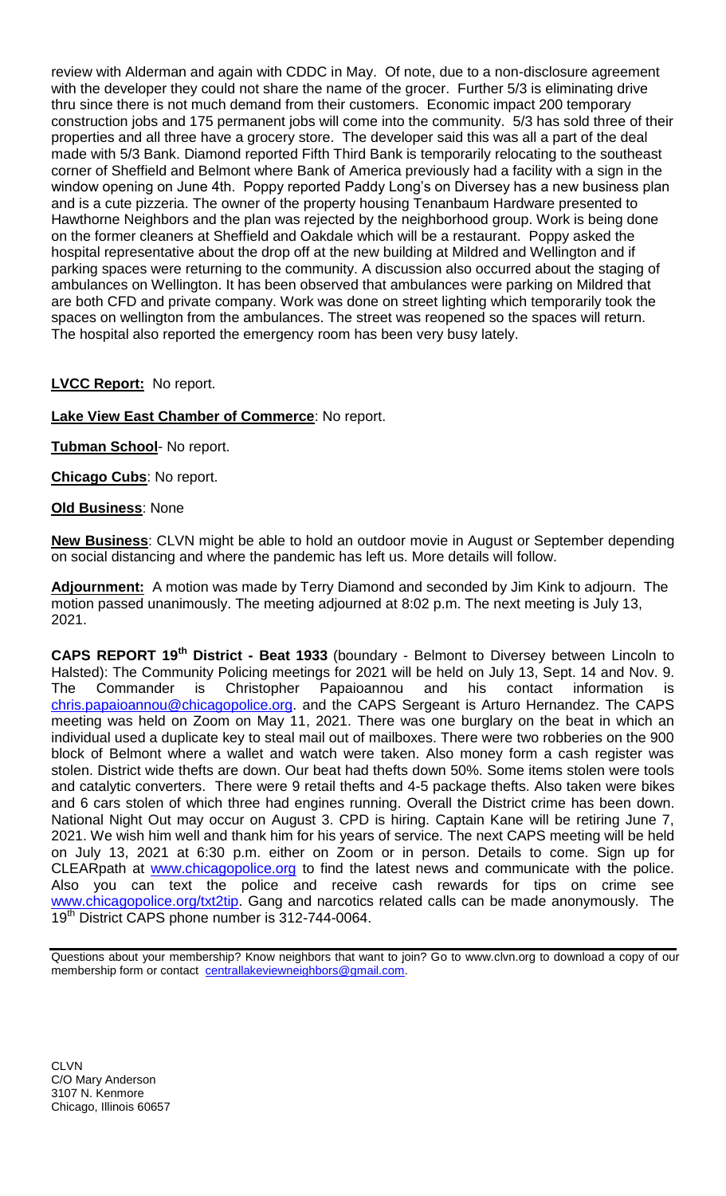review with Alderman and again with CDDC in May. Of note, due to a non-disclosure agreement with the developer they could not share the name of the grocer. Further 5/3 is eliminating drive thru since there is not much demand from their customers. Economic impact 200 temporary construction jobs and 175 permanent jobs will come into the community. 5/3 has sold three of their properties and all three have a grocery store. The developer said this was all a part of the deal made with 5/3 Bank. Diamond reported Fifth Third Bank is temporarily relocating to the southeast corner of Sheffield and Belmont where Bank of America previously had a facility with a sign in the window opening on June 4th. Poppy reported Paddy Long's on Diversey has a new business plan and is a cute pizzeria. The owner of the property housing Tenanbaum Hardware presented to Hawthorne Neighbors and the plan was rejected by the neighborhood group. Work is being done on the former cleaners at Sheffield and Oakdale which will be a restaurant. Poppy asked the hospital representative about the drop off at the new building at Mildred and Wellington and if parking spaces were returning to the community. A discussion also occurred about the staging of ambulances on Wellington. It has been observed that ambulances were parking on Mildred that are both CFD and private company. Work was done on street lighting which temporarily took the spaces on wellington from the ambulances. The street was reopened so the spaces will return. The hospital also reported the emergency room has been very busy lately.

**LVCC Report:** No report.

**Lake View East Chamber of Commerce**: No report.

**Tubman School**- No report.

**Chicago Cubs**: No report.

**Old Business**: None

**New Business**: CLVN might be able to hold an outdoor movie in August or September depending on social distancing and where the pandemic has left us. More details will follow.

**Adjournment:** A motion was made by Terry Diamond and seconded by Jim Kink to adjourn. The motion passed unanimously. The meeting adjourned at 8:02 p.m. The next meeting is July 13, 2021.

**CAPS REPORT 19th District - Beat 1933** (boundary - Belmont to Diversey between Lincoln to Halsted): The Community Policing meetings for 2021 will be held on July 13, Sept. 14 and Nov. 9. The Commander is Christopher Papaioannou and his contact information is chris.papaioannou@chicagopolice.org. and the CAPS Sergeant is Arturo Hernandez. The CAPS meeting was held on Zoom on May 11, 2021. There was one burglary on the beat in which an individual used a duplicate key to steal mail out of mailboxes. There were two robberies on the 900 block of Belmont where a wallet and watch were taken. Also money form a cash register was stolen. District wide thefts are down. Our beat had thefts down 50%. Some items stolen were tools and catalytic converters. There were 9 retail thefts and 4-5 package thefts. Also taken were bikes and 6 cars stolen of which three had engines running. Overall the District crime has been down. National Night Out may occur on August 3. CPD is hiring. Captain Kane will be retiring June 7, 2021. We wish him well and thank him for his years of service. The next CAPS meeting will be held on July 13, 2021 at 6:30 p.m. either on Zoom or in person. Details to come. Sign up for CLEARpath at www.chicagopolice.org to find the latest news and communicate with the police. Also you can text the police and receive cash rewards for tips on crime see www.chicagopolice.org/txt2tip. Gang and narcotics related calls can be made anonymously. The 19th District CAPS phone number is 312-744-0064.

---

Questions about your membership? Know neighbors that want to join? Go to www.clvn.org to download a copy of our membership form or contact centrallakeviewneighbors@gmail.com.

CLVN
C/O Mary Anderson
3107 N. Kenmore
Chicago, Illinois 60657